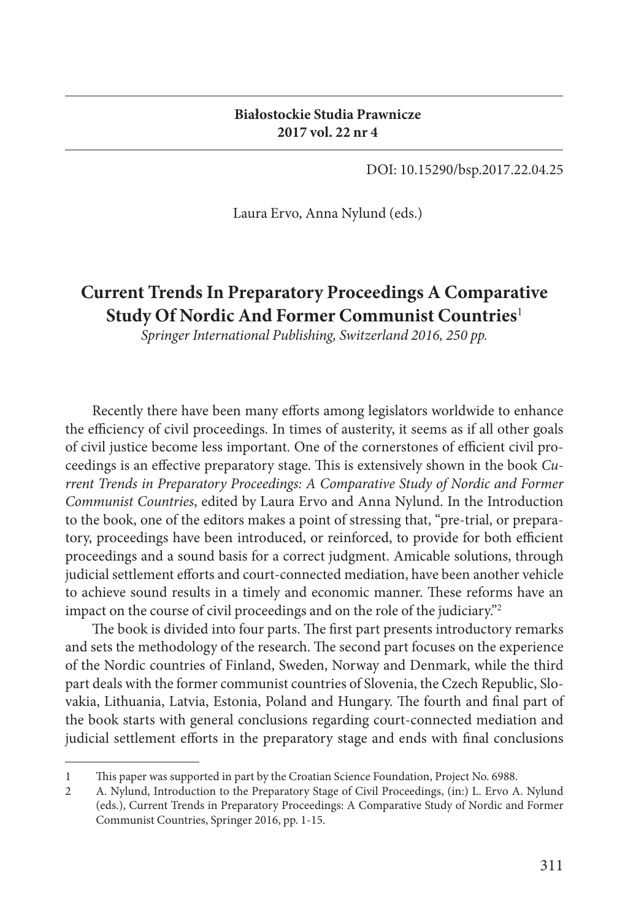DOI: 10.15290/bsp.2017.22.04.25

Laura Ervo, Anna Nylund (eds.)

# Current Trends In Preparatory Proceedings A Comparative Study Of Nordic And Former Communist Countries[1]

*Springer International Publishing, Switzerland 2016, 250 pp.*

Recently there have been many efforts among legislators worldwide to enhance the efficiency of civil proceedings. In times of austerity, it seems as if all other goals of civil justice become less important. One of the cornerstones of efficient civil proceedings is an effective preparatory stage. This is extensively shown in the book *Current Trends in Preparatory Proceedings: A Comparative Study of Nordic and Former Communist Countries*, edited by Laura Ervo and Anna Nylund. In the Introduction to the book, one of the editors makes a point of stressing that, "pre-trial, or preparatory, proceedings have been introduced, or reinforced, to provide for both efficient proceedings and a sound basis for a correct judgment. Amicable solutions, through judicial settlement efforts and court-connected mediation, have been another vehicle to achieve sound results in a timely and economic manner. These reforms have an impact on the course of civil proceedings and on the role of the judiciary."[2]

The book is divided into four parts. The first part presents introductory remarks and sets the methodology of the research. The second part focuses on the experience of the Nordic countries of Finland, Sweden, Norway and Denmark, while the third part deals with the former communist countries of Slovenia, the Czech Republic, Slovakia, Lithuania, Latvia, Estonia, Poland and Hungary. The fourth and final part of the book starts with general conclusions regarding court-connected mediation and judicial settlement efforts in the preparatory stage and ends with final conclusions

---

1 This paper was supported in part by the Croatian Science Foundation, Project No. 6988.

2 A. Nylund, Introduction to the Preparatory Stage of Civil Proceedings, (in:) L. Ervo A. Nylund (eds.), Current Trends in Preparatory Proceedings: A Comparative Study of Nordic and Former Communist Countries, Springer 2016, pp. 1-15.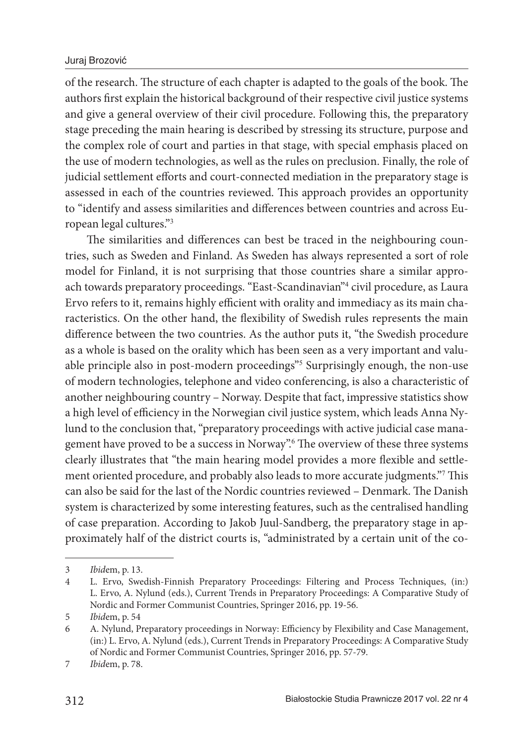of the research. The structure of each chapter is adapted to the goals of the book. The authors first explain the historical background of their respective civil justice systems and give a general overview of their civil procedure. Following this, the preparatory stage preceding the main hearing is described by stressing its structure, purpose and the complex role of court and parties in that stage, with special emphasis placed on the use of modern technologies, as well as the rules on preclusion. Finally, the role of judicial settlement efforts and court-connected mediation in the preparatory stage is assessed in each of the countries reviewed. This approach provides an opportunity to "identify and assess similarities and differences between countries and across European legal cultures."[3]

The similarities and differences can best be traced in the neighbouring countries, such as Sweden and Finland. As Sweden has always represented a sort of role model for Finland, it is not surprising that those countries share a similar approach towards preparatory proceedings. "East-Scandinavian"[4] civil procedure, as Laura Ervo refers to it, remains highly efficient with orality and immediacy as its main characteristics. On the other hand, the flexibility of Swedish rules represents the main difference between the two countries. As the author puts it, "the Swedish procedure as a whole is based on the orality which has been seen as a very important and valuable principle also in post-modern proceedings"[5] Surprisingly enough, the non-use of modern technologies, telephone and video conferencing, is also a characteristic of another neighbouring country – Norway. Despite that fact, impressive statistics show a high level of efficiency in the Norwegian civil justice system, which leads Anna Nylund to the conclusion that, "preparatory proceedings with active judicial case management have proved to be a success in Norway".[6] The overview of these three systems clearly illustrates that "the main hearing model provides a more flexible and settlement oriented procedure, and probably also leads to more accurate judgments."[7] This can also be said for the last of the Nordic countries reviewed – Denmark. The Danish system is characterized by some interesting features, such as the centralised handling of case preparation. According to Jakob Juul-Sandberg, the preparatory stage in approximately half of the district courts is, "administrated by a certain unit of the co-

---

3 *Ibid*em, p. 13.

4 L. Ervo, Swedish-Finnish Preparatory Proceedings: Filtering and Process Techniques, (in:) L. Ervo, A. Nylund (eds.), Current Trends in Preparatory Proceedings: A Comparative Study of Nordic and Former Communist Countries, Springer 2016, pp. 19-56.

5 *Ibid*em, p. 54

6 A. Nylund, Preparatory proceedings in Norway: Efficiency by Flexibility and Case Management, (in:) L. Ervo, A. Nylund (eds.), Current Trends in Preparatory Proceedings: A Comparative Study of Nordic and Former Communist Countries, Springer 2016, pp. 57-79.

7 *Ibid*em, p. 78.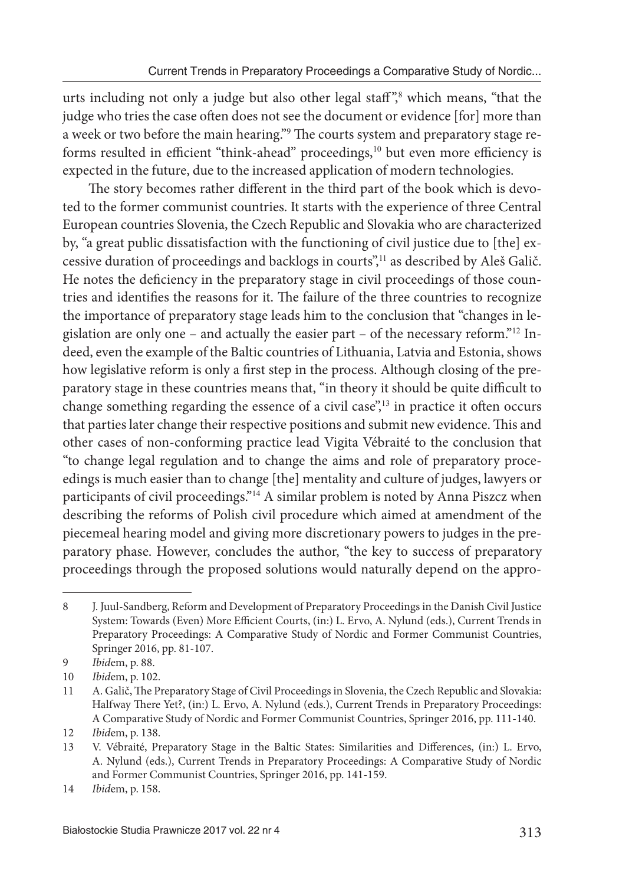urts including not only a judge but also other legal staff",[8] which means, "that the judge who tries the case often does not see the document or evidence [for] more than a week or two before the main hearing."[9] The courts system and preparatory stage reforms resulted in efficient "think-ahead" proceedings,[10] but even more efficiency is expected in the future, due to the increased application of modern technologies.

The story becomes rather different in the third part of the book which is devoted to the former communist countries. It starts with the experience of three Central European countries Slovenia, the Czech Republic and Slovakia who are characterized by, "a great public dissatisfaction with the functioning of civil justice due to [the] excessive duration of proceedings and backlogs in courts",[11] as described by Aleš Galič. He notes the deficiency in the preparatory stage in civil proceedings of those countries and identifies the reasons for it. The failure of the three countries to recognize the importance of preparatory stage leads him to the conclusion that "changes in legislation are only one – and actually the easier part – of the necessary reform."[12] Indeed, even the example of the Baltic countries of Lithuania, Latvia and Estonia, shows how legislative reform is only a first step in the process. Although closing of the preparatory stage in these countries means that, "in theory it should be quite difficult to change something regarding the essence of a civil case",[13] in practice it often occurs that parties later change their respective positions and submit new evidence. This and other cases of non-conforming practice lead Vigita Vébraité to the conclusion that "to change legal regulation and to change the aims and role of preparatory proceedings is much easier than to change [the] mentality and culture of judges, lawyers or participants of civil proceedings."[14] A similar problem is noted by Anna Piszcz when describing the reforms of Polish civil procedure which aimed at amendment of the piecemeal hearing model and giving more discretionary powers to judges in the preparatory phase. However, concludes the author, "the key to success of preparatory proceedings through the proposed solutions would naturally depend on the appro-

---

8 J. Juul-Sandberg, Reform and Development of Preparatory Proceedings in the Danish Civil Justice System: Towards (Even) More Efficient Courts, (in:) L. Ervo, A. Nylund (eds.), Current Trends in Preparatory Proceedings: A Comparative Study of Nordic and Former Communist Countries, Springer 2016, pp. 81-107.

9 *Ibid*em, p. 88.

10 *Ibid*em, p. 102.

11 A. Galič, The Preparatory Stage of Civil Proceedings in Slovenia, the Czech Republic and Slovakia: Halfway There Yet?, (in:) L. Ervo, A. Nylund (eds.), Current Trends in Preparatory Proceedings: A Comparative Study of Nordic and Former Communist Countries, Springer 2016, pp. 111-140.

12 *Ibid*em, p. 138.

13 V. Vébraité, Preparatory Stage in the Baltic States: Similarities and Differences, (in:) L. Ervo, A. Nylund (eds.), Current Trends in Preparatory Proceedings: A Comparative Study of Nordic and Former Communist Countries, Springer 2016, pp. 141-159.

14 *Ibid*em, p. 158.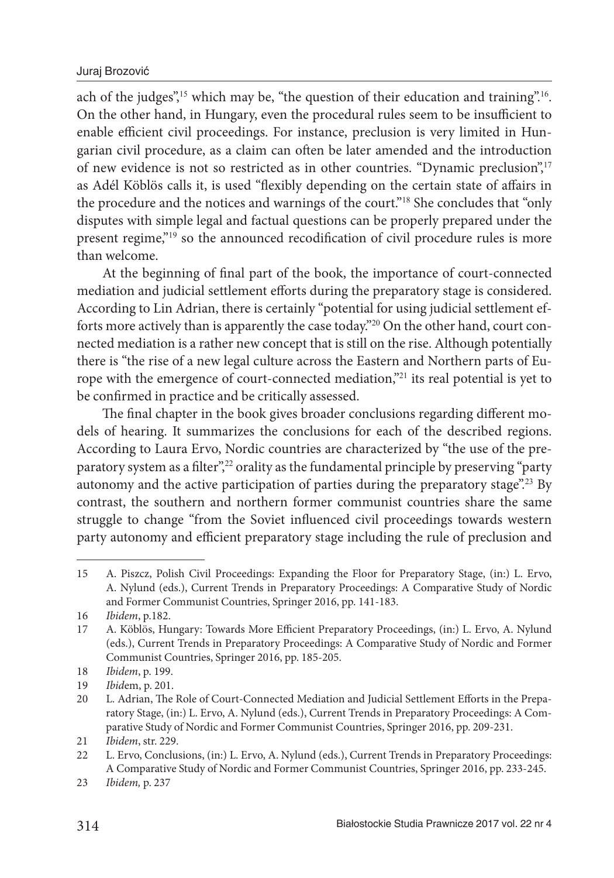ach of the judges",[15] which may be, "the question of their education and training".[16]. On the other hand, in Hungary, even the procedural rules seem to be insufficient to enable efficient civil proceedings. For instance, preclusion is very limited in Hungarian civil procedure, as a claim can often be later amended and the introduction of new evidence is not so restricted as in other countries. "Dynamic preclusion",[17] as Adél Köblös calls it, is used "flexibly depending on the certain state of affairs in the procedure and the notices and warnings of the court."[18] She concludes that "only disputes with simple legal and factual questions can be properly prepared under the present regime,"[19] so the announced recodification of civil procedure rules is more than welcome.

At the beginning of final part of the book, the importance of court-connected mediation and judicial settlement efforts during the preparatory stage is considered. According to Lin Adrian, there is certainly "potential for using judicial settlement efforts more actively than is apparently the case today."[20] On the other hand, court connected mediation is a rather new concept that is still on the rise. Although potentially there is "the rise of a new legal culture across the Eastern and Northern parts of Europe with the emergence of court-connected mediation,"[21] its real potential is yet to be confirmed in practice and be critically assessed.

The final chapter in the book gives broader conclusions regarding different models of hearing. It summarizes the conclusions for each of the described regions. According to Laura Ervo, Nordic countries are characterized by "the use of the preparatory system as a filter",[22] orality as the fundamental principle by preserving "party autonomy and the active participation of parties during the preparatory stage".[23] By contrast, the southern and northern former communist countries share the same struggle to change "from the Soviet influenced civil proceedings towards western party autonomy and efficient preparatory stage including the rule of preclusion and

---

15 A. Piszcz, Polish Civil Proceedings: Expanding the Floor for Preparatory Stage, (in:) L. Ervo, A. Nylund (eds.), Current Trends in Preparatory Proceedings: A Comparative Study of Nordic and Former Communist Countries, Springer 2016, pp. 141-183.

16 *Ibidem*, p.182.

17 A. Köblös, Hungary: Towards More Efficient Preparatory Proceedings, (in:) L. Ervo, A. Nylund (eds.), Current Trends in Preparatory Proceedings: A Comparative Study of Nordic and Former Communist Countries, Springer 2016, pp. 185-205.

18 *Ibidem*, p. 199.

19 *Ibid*em, p. 201.

20 L. Adrian, The Role of Court-Connected Mediation and Judicial Settlement Efforts in the Preparatory Stage, (in:) L. Ervo, A. Nylund (eds.), Current Trends in Preparatory Proceedings: A Comparative Study of Nordic and Former Communist Countries, Springer 2016, pp. 209-231.

21 *Ibidem*, str. 229.

22 L. Ervo, Conclusions, (in:) L. Ervo, A. Nylund (eds.), Current Trends in Preparatory Proceedings: A Comparative Study of Nordic and Former Communist Countries, Springer 2016, pp. 233-245.

23 *Ibidem,* p. 237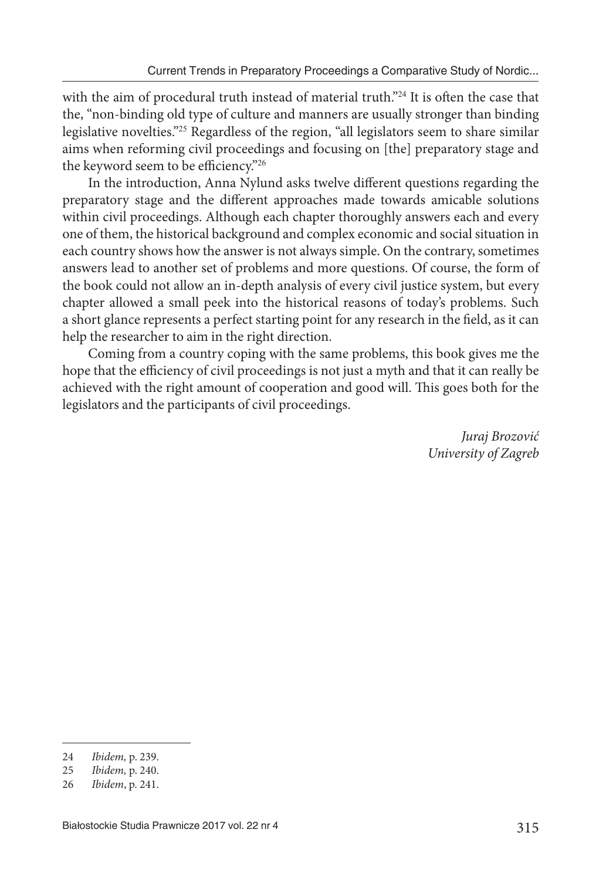with the aim of procedural truth instead of material truth."[24] It is often the case that the, "non-binding old type of culture and manners are usually stronger than binding legislative novelties."[25] Regardless of the region, "all legislators seem to share similar aims when reforming civil proceedings and focusing on [the] preparatory stage and the keyword seem to be efficiency."[26]

In the introduction, Anna Nylund asks twelve different questions regarding the preparatory stage and the different approaches made towards amicable solutions within civil proceedings. Although each chapter thoroughly answers each and every one of them, the historical background and complex economic and social situation in each country shows how the answer is not always simple. On the contrary, sometimes answers lead to another set of problems and more questions. Of course, the form of the book could not allow an in-depth analysis of every civil justice system, but every chapter allowed a small peek into the historical reasons of today's problems. Such a short glance represents a perfect starting point for any research in the field, as it can help the researcher to aim in the right direction.

Coming from a country coping with the same problems, this book gives me the hope that the efficiency of civil proceedings is not just a myth and that it can really be achieved with the right amount of cooperation and good will. This goes both for the legislators and the participants of civil proceedings.

*Juraj Brozović*
*University of Zagreb*

---

24 *Ibidem,* p. 239.

25 *Ibidem,* p. 240.

26 *Ibidem*, p. 241.